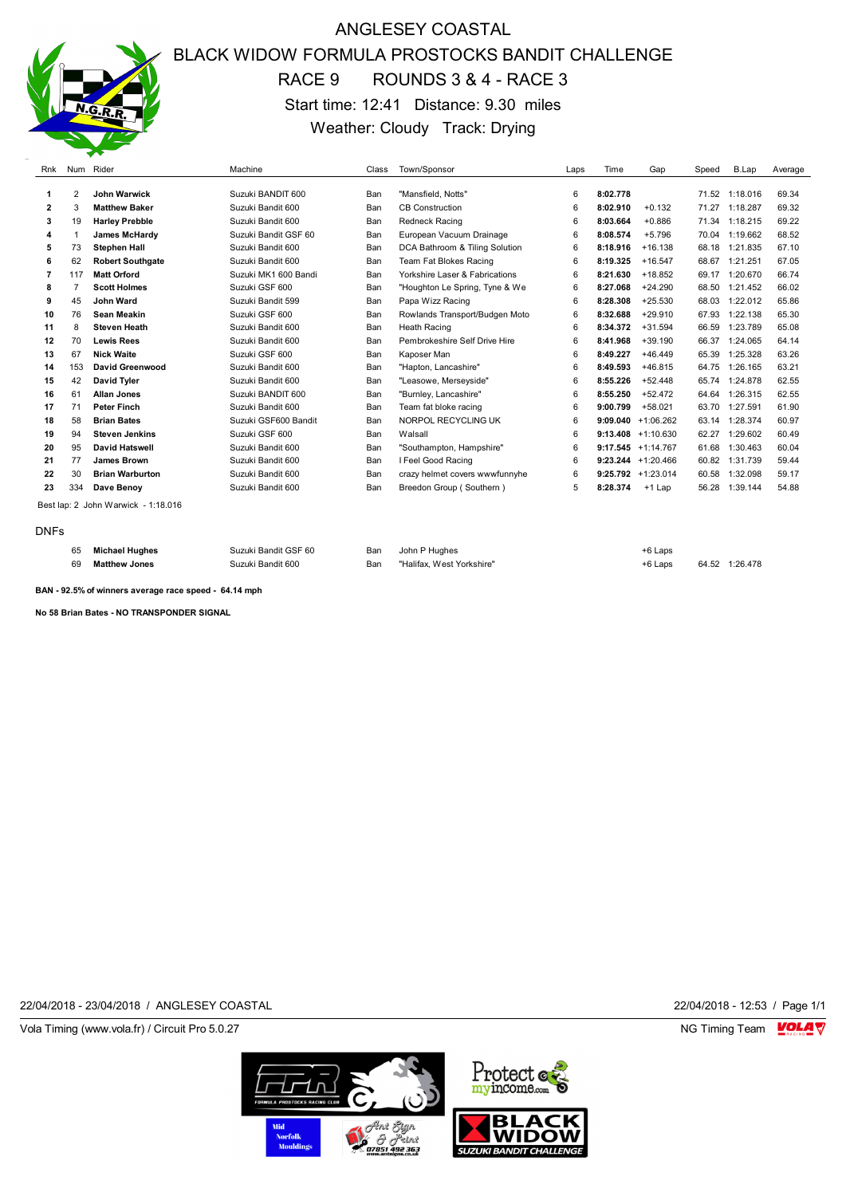# ANGLESEY COASTAL

## BLACK WIDOW FORMULA PROSTOCKS BANDIT CHALLENGE

### RACE 9 ROUNDS 3 & 4 - RACE 3

Start time: 12:41 Distance: 9.30 miles

Weather: Cloudy Track: Drying

| Rnk | Num | Rider | Machine | Class | Town/Sponsor | Laps | Time | Gap | Speed | B.Lap | Average |
|---|---|---|---|---|---|---|---|---|---|---|---|
| 1 | 2 | **John Warwick** | Suzuki BANDIT 600 | Ban | "Mansfield, Notts" | 6 | **8:02.778** | | 71.52 | 1:18.016 | 69.34 |
| 2 | 3 | **Matthew Baker** | Suzuki Bandit 600 | Ban | CB Construction | 6 | **8:02.910** | +0.132 | 71.27 | 1:18.287 | 69.32 |
| 3 | 19 | **Harley Prebble** | Suzuki Bandit 600 | Ban | Redneck Racing | 6 | **8:03.664** | +0.886 | 71.34 | 1:18.215 | 69.22 |
| 4 | 1 | **James McHardy** | Suzuki Bandit GSF 60 | Ban | European Vacuum Drainage | 6 | **8:08.574** | +5.796 | 70.04 | 1:19.662 | 68.52 |
| 5 | 73 | **Stephen Hall** | Suzuki Bandit 600 | Ban | DCA Bathroom & Tiling Solution | 6 | **8:18.916** | +16.138 | 68.18 | 1:21.835 | 67.10 |
| 6 | 62 | **Robert Southgate** | Suzuki Bandit 600 | Ban | Team Fat Blokes Racing | 6 | **8:19.325** | +16.547 | 68.67 | 1:21.251 | 67.05 |
| 7 | 117 | **Matt Orford** | Suzuki MK1 600 Bandi | Ban | Yorkshire Laser & Fabrications | 6 | **8:21.630** | +18.852 | 69.17 | 1:20.670 | 66.74 |
| 8 | 7 | **Scott Holmes** | Suzuki GSF 600 | Ban | "Houghton Le Spring, Tyne & We | 6 | **8:27.068** | +24.290 | 68.50 | 1:21.452 | 66.02 |
| 9 | 45 | **John Ward** | Suzuki Bandit 599 | Ban | Papa Wizz Racing | 6 | **8:28.308** | +25.530 | 68.03 | 1:22.012 | 65.86 |
| 10 | 76 | **Sean Meakin** | Suzuki GSF 600 | Ban | Rowlands Transport/Budgen Moto | 6 | **8:32.688** | +29.910 | 67.93 | 1:22.138 | 65.30 |
| 11 | 8 | **Steven Heath** | Suzuki Bandit 600 | Ban | Heath Racing | 6 | **8:34.372** | +31.594 | 66.59 | 1:23.789 | 65.08 |
| 12 | 70 | **Lewis Rees** | Suzuki Bandit 600 | Ban | Pembrokeshire Self Drive Hire | 6 | **8:41.968** | +39.190 | 66.37 | 1:24.065 | 64.14 |
| 13 | 67 | **Nick Waite** | Suzuki GSF 600 | Ban | Kaposer Man | 6 | **8:49.227** | +46.449 | 65.39 | 1:25.328 | 63.26 |
| 14 | 153 | **David Greenwood** | Suzuki Bandit 600 | Ban | "Hapton, Lancashire" | 6 | **8:49.593** | +46.815 | 64.75 | 1:26.165 | 63.21 |
| 15 | 42 | **David Tyler** | Suzuki Bandit 600 | Ban | "Leasowe, Merseyside" | 6 | **8:55.226** | +52.448 | 65.74 | 1:24.878 | 62.55 |
| 16 | 61 | **Allan Jones** | Suzuki BANDIT 600 | Ban | "Burnley, Lancashire" | 6 | **8:55.250** | +52.472 | 64.64 | 1:26.315 | 62.55 |
| 17 | 71 | **Peter Finch** | Suzuki Bandit 600 | Ban | Team fat bloke racing | 6 | **9:00.799** | +58.021 | 63.70 | 1:27.591 | 61.90 |
| 18 | 58 | **Brian Bates** | Suzuki GSF600 Bandit | Ban | NORPOL RECYCLING UK | 6 | **9:09.040** | +1:06.262 | 63.14 | 1:28.374 | 60.97 |
| 19 | 94 | **Steven Jenkins** | Suzuki GSF 600 | Ban | Walsall | 6 | **9:13.408** | +1:10.630 | 62.27 | 1:29.602 | 60.49 |
| 20 | 95 | **David Hatswell** | Suzuki Bandit 600 | Ban | "Southampton, Hampshire" | 6 | **9:17.545** | +1:14.767 | 61.68 | 1:30.463 | 60.04 |
| 21 | 77 | **James Brown** | Suzuki Bandit 600 | Ban | I Feel Good Racing | 6 | **9:23.244** | +1:20.466 | 60.82 | 1:31.739 | 59.44 |
| 22 | 30 | **Brian Warburton** | Suzuki Bandit 600 | Ban | crazy helmet covers wwwfunnyhe | 6 | **9:25.792** | +1:23.014 | 60.58 | 1:32.098 | 59.17 |
| 23 | 334 | **Dave Benoy** | Suzuki Bandit 600 | Ban | Breedon Group ( Southern ) | 5 | **8:28.374** | +1 Lap | 56.28 | 1:39.144 | 54.88 |

Best lap: 2 John Warwick - 1:18.016

DNFs

| Num | Rider | Machine | Class | Town/Sponsor | Gap | Speed | B.Lap |
|---|---|---|---|---|---|---|---|
| 65 | **Michael Hughes** | Suzuki Bandit GSF 60 | Ban | John P Hughes | +6 Laps | | |
| 69 | **Matthew Jones** | Suzuki Bandit 600 | Ban | "Halifax, West Yorkshire" | +6 Laps | 64.52 | 1:26.478 |

**BAN - 92.5% of winners average race speed - 64.14 mph**

**No 58 Brian Bates - NO TRANSPONDER SIGNAL**

22/04/2018 - 23/04/2018 / ANGLESEY COASTAL — 22/04/2018 - 12:53

Vola Timing (www.vola.fr) / Circuit Pro 5.0.27 — NG Timing Team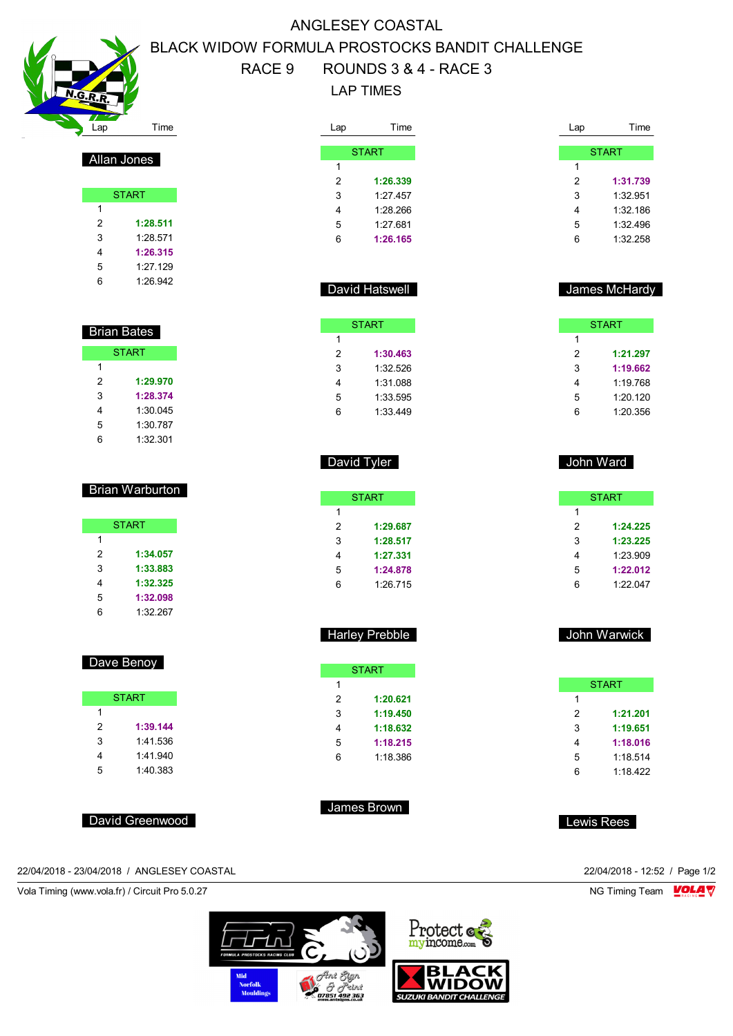# ANGLESEY COASTAL

## BLACK WIDOW FORMULA PROSTOCKS BANDIT CHALLENGE

### RACE 9 ROUNDS 3 & 4 - RACE 3

### LAP TIMES

### Allan Jones

| Lap | Time |
|---|---|
| START | |
| 1 | |
| 2 | **1:28.511** |
| 3 | 1:28.571 |
| 4 | **1:26.315** |
| 5 | 1:27.129 |
| 6 | 1:26.942 |

### Brian Bates

| Lap | Time |
|---|---|
| START | |
| 1 | |
| 2 | **1:29.970** |
| 3 | **1:28.374** |
| 4 | 1:30.045 |
| 5 | 1:30.787 |
| 6 | 1:32.301 |

### Brian Warburton

| Lap | Time |
|---|---|
| START | |
| 1 | |
| 2 | **1:34.057** |
| 3 | **1:33.883** |
| 4 | **1:32.325** |
| 5 | **1:32.098** |
| 6 | 1:32.267 |

### Dave Benoy

| Lap | Time |
|---|---|
| START | |
| 1 | |
| 2 | **1:39.144** |
| 3 | 1:41.536 |
| 4 | 1:41.940 |
| 5 | 1:40.383 |

### David Greenwood

---

| Lap | Time |
|---|---|
| START | |
| 1 | |
| 2 | **1:26.339** |
| 3 | 1:27.457 |
| 4 | 1:28.266 |
| 5 | 1:27.681 |
| 6 | **1:26.165** |

### David Hatswell

| Lap | Time |
|---|---|
| START | |
| 1 | |
| 2 | **1:30.463** |
| 3 | 1:32.526 |
| 4 | 1:31.088 |
| 5 | 1:33.595 |
| 6 | 1:33.449 |

### David Tyler

| Lap | Time |
|---|---|
| START | |
| 1 | |
| 2 | **1:29.687** |
| 3 | **1:28.517** |
| 4 | **1:27.331** |
| 5 | **1:24.878** |
| 6 | 1:26.715 |

### Harley Prebble

| Lap | Time |
|---|---|
| START | |
| 1 | |
| 2 | **1:20.621** |
| 3 | **1:19.450** |
| 4 | **1:18.632** |
| 5 | **1:18.215** |
| 6 | 1:18.386 |

### James Brown

---

| Lap | Time |
|---|---|
| START | |
| 1 | |
| 2 | **1:31.739** |
| 3 | 1:32.951 |
| 4 | 1:32.186 |
| 5 | 1:32.496 |
| 6 | 1:32.258 |

### James McHardy

| Lap | Time |
|---|---|
| START | |
| 1 | |
| 2 | **1:21.297** |
| 3 | **1:19.662** |
| 4 | 1:19.768 |
| 5 | 1:20.120 |
| 6 | 1:20.356 |

### John Ward

| Lap | Time |
|---|---|
| START | |
| 1 | |
| 2 | **1:24.225** |
| 3 | **1:23.225** |
| 4 | 1:23.909 |
| 5 | **1:22.012** |
| 6 | 1:22.047 |

### John Warwick

| Lap | Time |
|---|---|
| START | |
| 1 | |
| 2 | **1:21.201** |
| 3 | **1:19.651** |
| 4 | **1:18.016** |
| 5 | 1:18.514 |
| 6 | 1:18.422 |

### Lewis Rees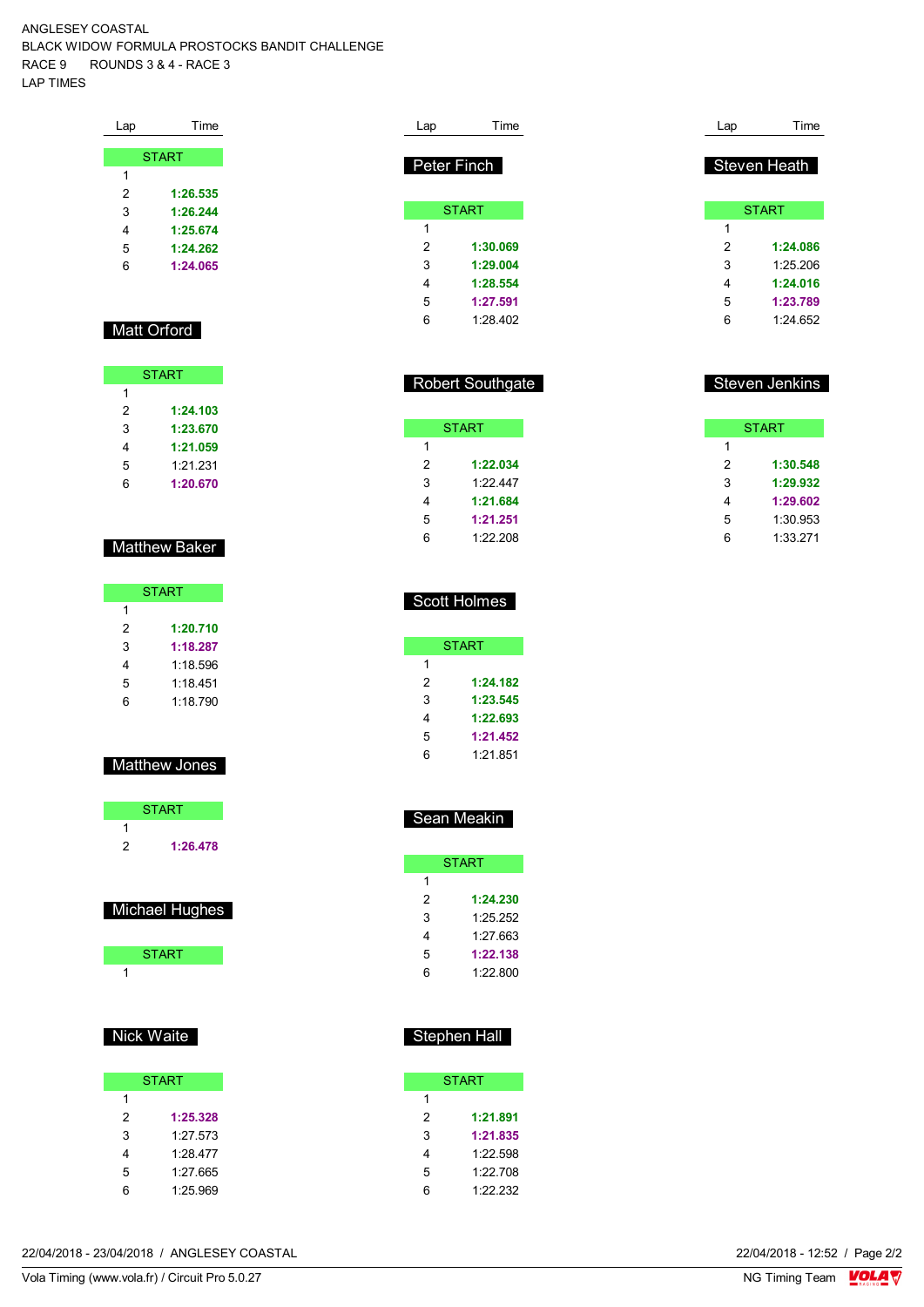ANGLESEY COASTAL
BLACK WIDOW FORMULA PROSTOCKS BANDIT CHALLENGE
RACE 9 ROUNDS 3 & 4 - RACE 3
LAP TIMES

| Lap | Time |
|---|---|
| START | |
| 1 | |
| 2 | **1:26.535** |
| 3 | **1:26.244** |
| 4 | **1:25.674** |
| 5 | **1:24.262** |
| 6 | **1:24.065** |

## Matt Orford

| Lap | Time |
|---|---|
| START | |
| 1 | |
| 2 | **1:24.103** |
| 3 | **1:23.670** |
| 4 | **1:21.059** |
| 5 | 1:21.231 |
| 6 | **1:20.670** |

## Matthew Baker

| Lap | Time |
|---|---|
| START | |
| 1 | |
| 2 | **1:20.710** |
| 3 | **1:18.287** |
| 4 | 1:18.596 |
| 5 | 1:18.451 |
| 6 | 1:18.790 |

## Matthew Jones

| Lap | Time |
|---|---|
| START | |
| 1 | |
| 2 | **1:26.478** |

## Michael Hughes

| Lap | Time |
|---|---|
| START | |
| 1 | |

## Nick Waite

| Lap | Time |
|---|---|
| START | |
| 1 | |
| 2 | **1:25.328** |
| 3 | 1:27.573 |
| 4 | 1:28.477 |
| 5 | 1:27.665 |
| 6 | 1:25.969 |

## Peter Finch

| Lap | Time |
|---|---|
| START | |
| 1 | |
| 2 | **1:30.069** |
| 3 | **1:29.004** |
| 4 | **1:28.554** |
| 5 | **1:27.591** |
| 6 | 1:28.402 |

## Robert Southgate

| Lap | Time |
|---|---|
| START | |
| 1 | |
| 2 | **1:22.034** |
| 3 | 1:22.447 |
| 4 | **1:21.684** |
| 5 | **1:21.251** |
| 6 | 1:22.208 |

## Scott Holmes

| Lap | Time |
|---|---|
| START | |
| 1 | |
| 2 | **1:24.182** |
| 3 | **1:23.545** |
| 4 | **1:22.693** |
| 5 | **1:21.452** |
| 6 | 1:21.851 |

## Sean Meakin

| Lap | Time |
|---|---|
| START | |
| 1 | |
| 2 | **1:24.230** |
| 3 | 1:25.252 |
| 4 | 1:27.663 |
| 5 | **1:22.138** |
| 6 | 1:22.800 |

## Stephen Hall

| Lap | Time |
|---|---|
| START | |
| 1 | |
| 2 | **1:21.891** |
| 3 | **1:21.835** |
| 4 | 1:22.598 |
| 5 | 1:22.708 |
| 6 | 1:22.232 |

## Steven Heath

| Lap | Time |
|---|---|
| START | |
| 1 | |
| 2 | **1:24.086** |
| 3 | 1:25.206 |
| 4 | **1:24.016** |
| 5 | **1:23.789** |
| 6 | 1:24.652 |

## Steven Jenkins

| Lap | Time |
|---|---|
| START | |
| 1 | |
| 2 | **1:30.548** |
| 3 | **1:29.932** |
| 4 | **1:29.602** |
| 5 | 1:30.953 |
| 6 | 1:33.271 |

22/04/2018 - 23/04/2018 / ANGLESEY COASTAL — 22/04/2018 - 12:52

Vola Timing (www.vola.fr) / Circuit Pro 5.0.27 — NG Timing Team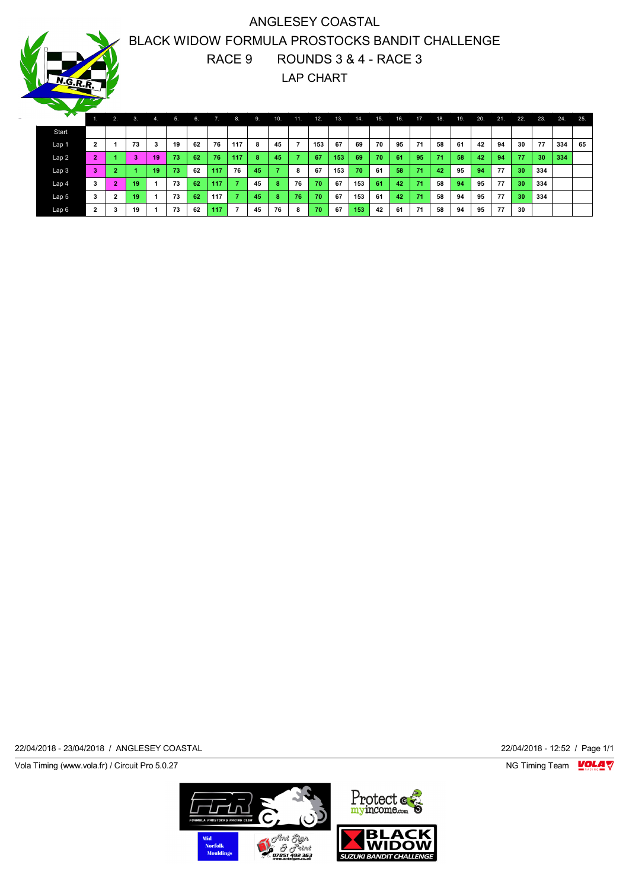# ANGLESEY COASTAL

## BLACK WIDOW FORMULA PROSTOCKS BANDIT CHALLENGE

## RACE 9 ROUNDS 3 & 4 - RACE 3

## LAP CHART

| | 1. | 2. | 3. | 4. | 5. | 6. | 7. | 8. | 9. | 10. | 11. | 12. | 13. | 14. | 15. | 16. | 17. | 18. | 19. | 20. | 21. | 22. | 23. | 24. | 25. |
|---|---|---|---|---|---|---|---|---|---|---|---|---|---|---|---|---|---|---|---|---|---|---|---|---|---|
| Start | | | | | | | | | | | | | | | | | | | | | | | | | |
| Lap 1 | 2 | 1 | 73 | 3 | 19 | 62 | 76 | 117 | 8 | 45 | 7 | 153 | 67 | 69 | 70 | 95 | 71 | 58 | 61 | 42 | 94 | 30 | 77 | 334 | 65 |
| Lap 2 | 2 | 1 | 3 | 19 | 73 | 62 | 76 | 117 | 8 | 45 | 7 | 67 | 153 | 69 | 70 | 61 | 95 | 71 | 58 | 42 | 94 | 77 | 30 | 334 | |
| Lap 3 | 3 | 2 | 1 | 19 | 73 | 62 | 117 | 76 | 45 | 7 | 8 | 67 | 153 | 70 | 61 | 58 | 71 | 42 | 95 | 94 | 77 | 30 | 334 | | |
| Lap 4 | 3 | 2 | 19 | 1 | 73 | 62 | 117 | 7 | 45 | 8 | 76 | 70 | 67 | 153 | 61 | 42 | 71 | 58 | 94 | 95 | 77 | 30 | 334 | | |
| Lap 5 | 3 | 2 | 19 | 1 | 73 | 62 | 117 | 7 | 45 | 8 | 76 | 70 | 67 | 153 | 61 | 42 | 71 | 58 | 94 | 95 | 77 | 30 | 334 | | |
| Lap 6 | 2 | 3 | 19 | 1 | 73 | 62 | 117 | 7 | 45 | 76 | 8 | 70 | 67 | 153 | 42 | 61 | 71 | 58 | 94 | 95 | 77 | 30 | | | |

22/04/2018 - 23/04/2018 / ANGLESEY COASTAL

22/04/2018 - 12:52 / Page 1/1

Vola Timing (www.vola.fr) / Circuit Pro 5.0.27

NG Timing Team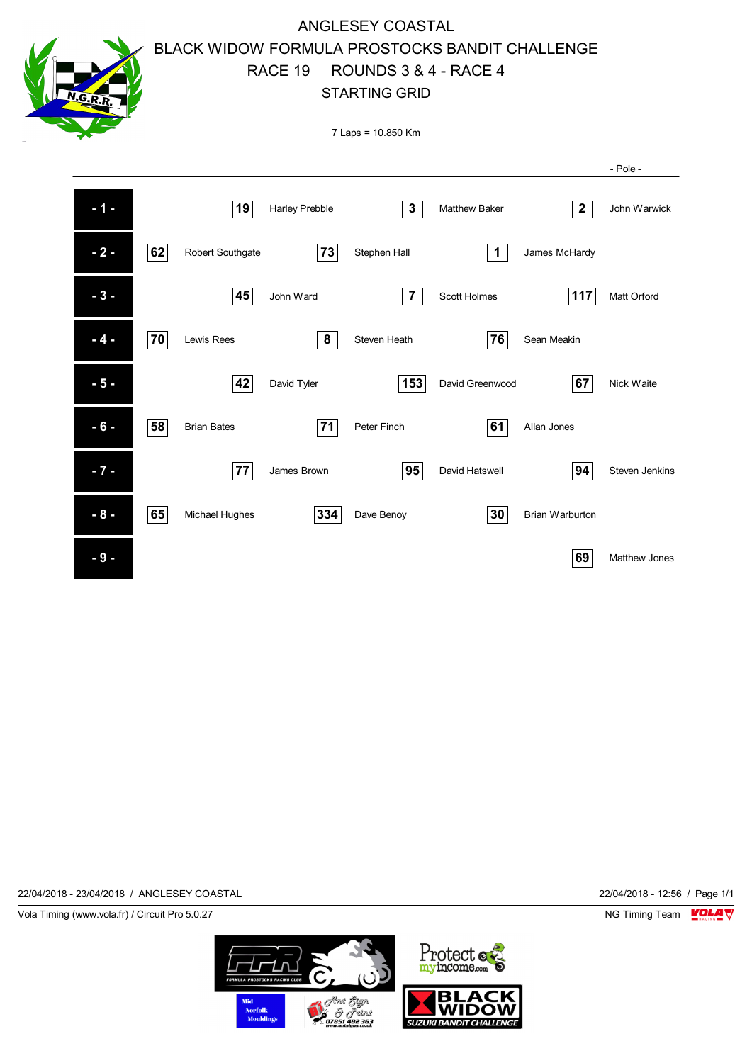# ANGLESEY COASTAL

## BLACK WIDOW FORMULA PROSTOCKS BANDIT CHALLENGE

## RACE 19 ROUNDS 3 & 4 - RACE 4

## STARTING GRID

7 Laps = 10.850 Km

| Row | | | | | | | Pole | |
|---|---|---|---|---|---|---|---|---|
| - 1 - | | 19 | Harley Prebble | 3 | Matthew Baker | 2 | John Warwick | |
| - 2 - | 62 | Robert Southgate | 73 | Stephen Hall | 1 | James McHardy | | |
| - 3 - | | 45 | John Ward | 7 | Scott Holmes | 117 | Matt Orford | |
| - 4 - | 70 | Lewis Rees | 8 | Steven Heath | 76 | Sean Meakin | | |
| - 5 - | | 42 | David Tyler | 153 | David Greenwood | 67 | Nick Waite | |
| - 6 - | 58 | Brian Bates | 71 | Peter Finch | 61 | Allan Jones | | |
| - 7 - | | 77 | James Brown | 95 | David Hatswell | 94 | Steven Jenkins | |
| - 8 - | 65 | Michael Hughes | 334 | Dave Benoy | 30 | Brian Warburton | | |
| - 9 - | | | | | | 69 | Matthew Jones | |

22/04/2018 - 23/04/2018 / ANGLESEY COASTAL

22/04/2018 - 12:56

Vola Timing (www.vola.fr) / Circuit Pro 5.0.27

NG Timing Team